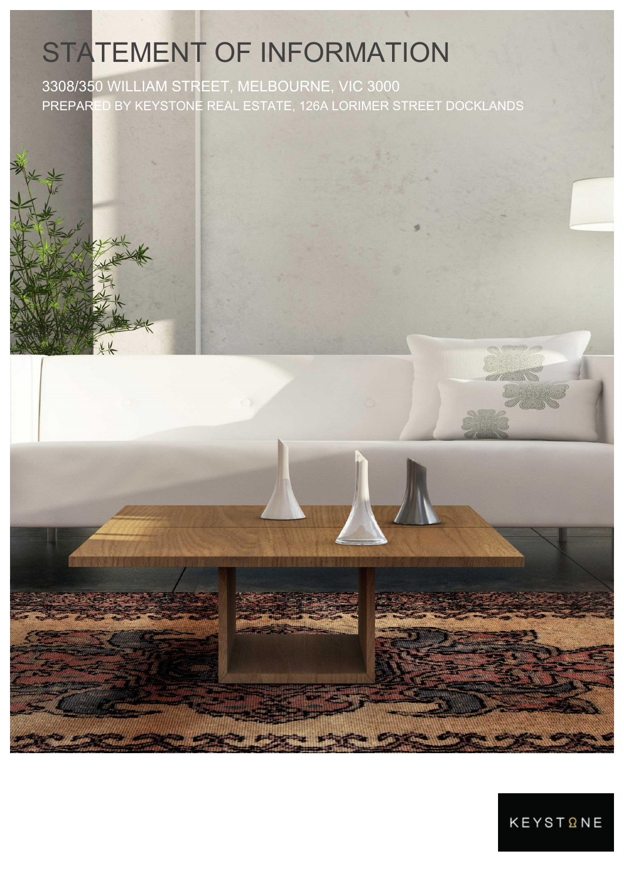# STATEMENT OF INFORMATION

3308/350 WILLIAM STREET, MELBOURNE, VIC 3000

PREPARED BY KEYSTONE REAL ESTATE, 126A LORIMER STREET DOCKLANDS

KEYSTONE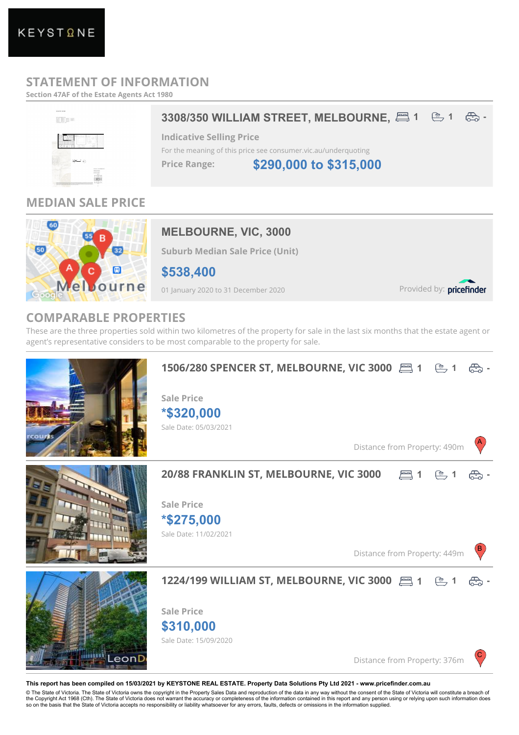KEYSTONE

# STATEMENT OF INFORMATION

Section 47AF of the Estate Agents Act 1980

## 3308/350 WILLIAM STREET, MELBOURNE, 1 1 -

**Indicative Selling Price**

For the meaning of this price see consumer.vic.au/underquoting

**Price Range:** $290,000 to $315,000

## MEDIAN SALE PRICE

### MELBOURNE, VIC, 3000

**Suburb Median Sale Price (Unit)**

**$538,400**

01 January 2020 to 31 December 2020

Provided by: pricefinder

## COMPARABLE PROPERTIES

These are the three properties sold within two kilometres of the property for sale in the last six months that the estate agent or agent's representative considers to be most comparable to the property for sale.

### 1506/280 SPENCER ST, MELBOURNE, VIC 3000 1 1 -

**Sale Price**

***$320,000**

Sale Date: 05/03/2021

Distance from Property: 490m A

### 20/88 FRANKLIN ST, MELBOURNE, VIC 3000 1 1 -

**Sale Price**

***$275,000**

Sale Date: 11/02/2021

Distance from Property: 449m B

### 1224/199 WILLIAM ST, MELBOURNE, VIC 3000 1 1 -

**Sale Price**

**$310,000**

Sale Date: 15/09/2020

Distance from Property: 376m C

**This report has been compiled on 15/03/2021 by KEYSTONE REAL ESTATE. Property Data Solutions Pty Ltd 2021 - www.pricefinder.com.au**

© The State of Victoria. The State of Victoria owns the copyright in the Property Sales Data and reproduction of the data in any way without the consent of the State of Victoria will constitute a breach of the Copyright Act 1968 (Cth). The State of Victoria does not warrant the accuracy or completeness of the information contained in this report and any person using or relying upon such information does so on the basis that the State of Victoria accepts no responsibility or liability whatsoever for any errors, faults, defects or omissions in the information supplied.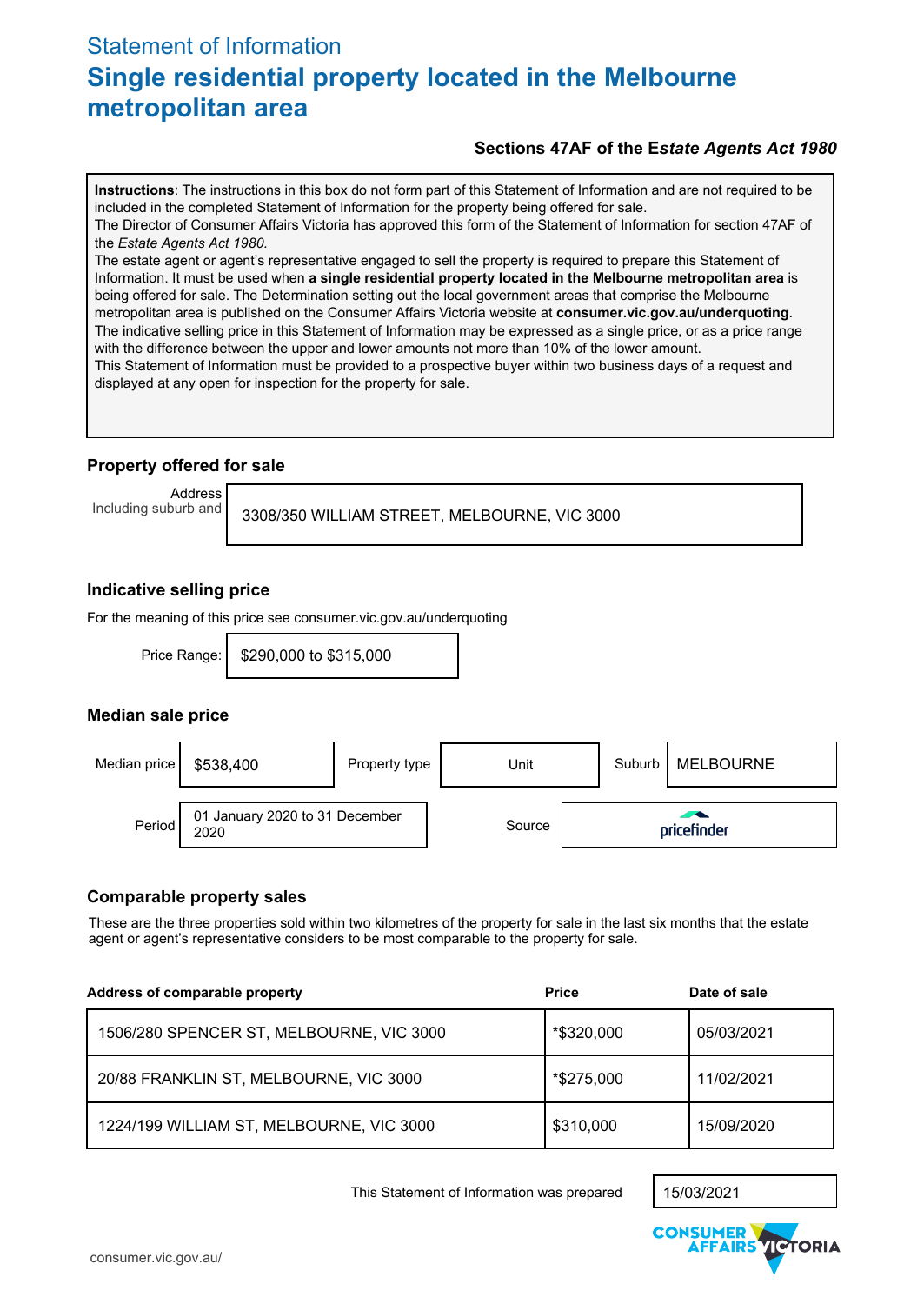# Statement of Information

## Single residential property located in the Melbourne metropolitan area

**Sections 47AF of the E*state Agents Act 1980***

**Instructions**: The instructions in this box do not form part of this Statement of Information and are not required to be included in the completed Statement of Information for the property being offered for sale.
The Director of Consumer Affairs Victoria has approved this form of the Statement of Information for section 47AF of the *Estate Agents Act 1980.*
The estate agent or agent's representative engaged to sell the property is required to prepare this Statement of Information. It must be used when **a single residential property located in the Melbourne metropolitan area** is being offered for sale. The Determination setting out the local government areas that comprise the Melbourne metropolitan area is published on the Consumer Affairs Victoria website at **consumer.vic.gov.au/underquoting**.
The indicative selling price in this Statement of Information may be expressed as a single price, or as a price range with the difference between the upper and lower amounts not more than 10% of the lower amount.
This Statement of Information must be provided to a prospective buyer within two business days of a request and displayed at any open for inspection for the property for sale.

### Property offered for sale

Address
Including suburb and

3308/350 WILLIAM STREET, MELBOURNE, VIC 3000

### Indicative selling price

For the meaning of this price see consumer.vic.gov.au/underquoting

Price Range: $290,000 to $315,000

### Median sale price

| | | | | | |
|---|---|---|---|---|---|
| Median price | $538,400 | Property type | Unit | Suburb | MELBOURNE |
| Period | 01 January 2020 to 31 December 2020 | Source | pricefinder | | |

### Comparable property sales

These are the three properties sold within two kilometres of the property for sale in the last six months that the estate agent or agent's representative considers to be most comparable to the property for sale.

| Address of comparable property | Price | Date of sale |
|---|---|---|
| 1506/280 SPENCER ST, MELBOURNE, VIC 3000 | *$320,000 | 05/03/2021 |
| 20/88 FRANKLIN ST, MELBOURNE, VIC 3000 | *$275,000 | 11/02/2021 |
| 1224/199 WILLIAM ST, MELBOURNE, VIC 3000 | $310,000 | 15/09/2020 |

This Statement of Information was prepared 15/03/2021